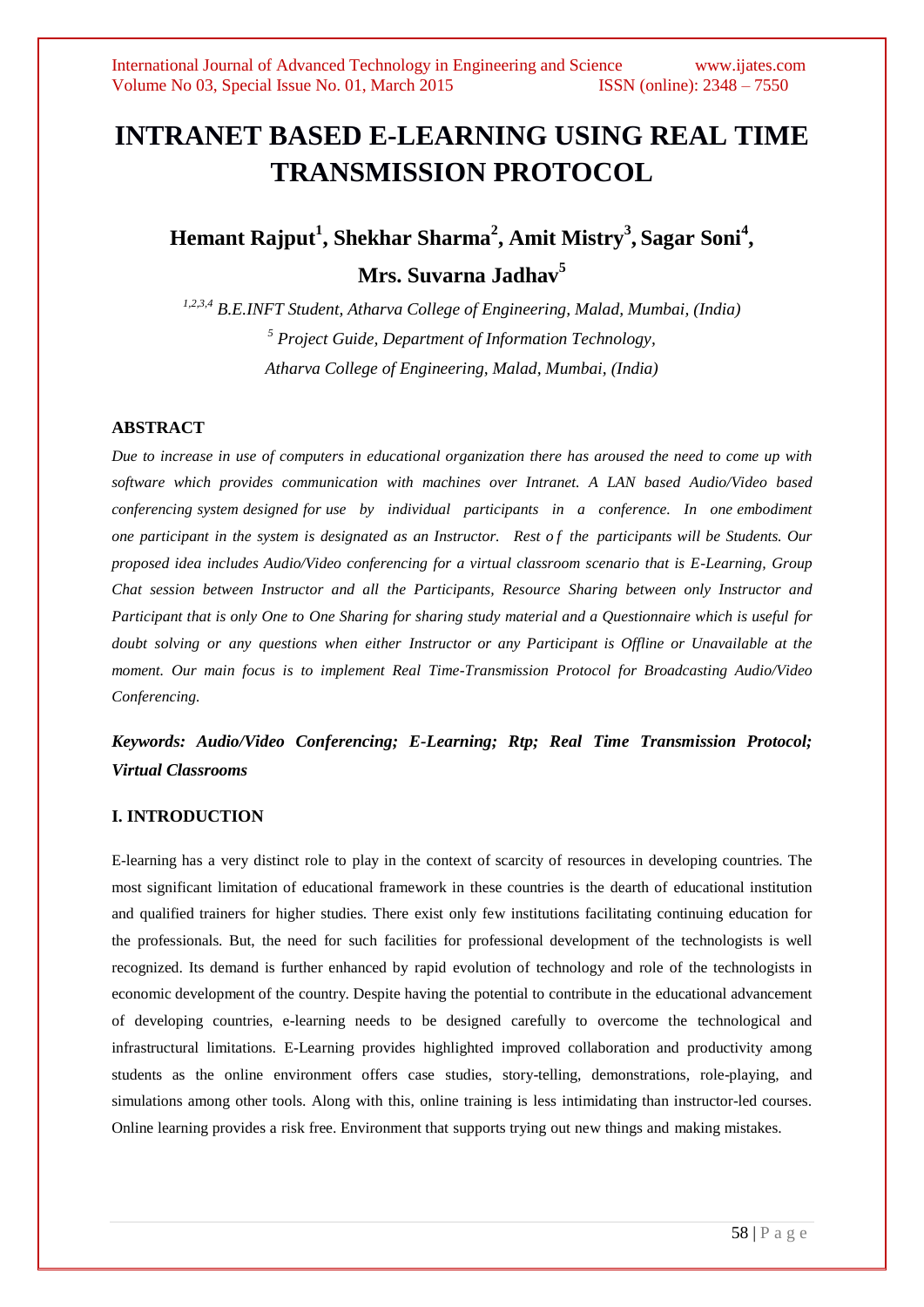# INTRANET BASED E-LEARNING USING REAL TIME TRANSMISSION PROTOCOL

**Hemant Rajput[1], Shekhar Sharma[2], Amit Mistry[3], Sagar Soni[4], Mrs. Suvarna Jadhav[5]**

*[1,2,3,4] B.E.INFT Student, Atharva College of Engineering, Malad, Mumbai, (India)*
*[5] Project Guide, Department of Information Technology, Atharva College of Engineering, Malad, Mumbai, (India)*

## ABSTRACT

*Due to increase in use of computers in educational organization there has aroused the need to come up with software which provides communication with machines over Intranet. A LAN based Audio/Video based conferencing system designed for use by individual participants in a conference. In one embodiment one participant in the system is designated as an Instructor. Rest of the participants will be Students. Our proposed idea includes Audio/Video conferencing for a virtual classroom scenario that is E-Learning, Group Chat session between Instructor and all the Participants, Resource Sharing between only Instructor and Participant that is only One to One Sharing for sharing study material and a Questionnaire which is useful for doubt solving or any questions when either Instructor or any Participant is Offline or Unavailable at the moment. Our main focus is to implement Real Time-Transmission Protocol for Broadcasting Audio/Video Conferencing.*

***Keywords: Audio/Video Conferencing; E-Learning; Rtp; Real Time Transmission Protocol; Virtual Classrooms***

## I. INTRODUCTION

E-learning has a very distinct role to play in the context of scarcity of resources in developing countries. The most significant limitation of educational framework in these countries is the dearth of educational institution and qualified trainers for higher studies. There exist only few institutions facilitating continuing education for the professionals. But, the need for such facilities for professional development of the technologists is well recognized. Its demand is further enhanced by rapid evolution of technology and role of the technologists in economic development of the country. Despite having the potential to contribute in the educational advancement of developing countries, e-learning needs to be designed carefully to overcome the technological and infrastructural limitations. E-Learning provides highlighted improved collaboration and productivity among students as the online environment offers case studies, story-telling, demonstrations, role-playing, and simulations among other tools. Along with this, online training is less intimidating than instructor-led courses. Online learning provides a risk free. Environment that supports trying out new things and making mistakes.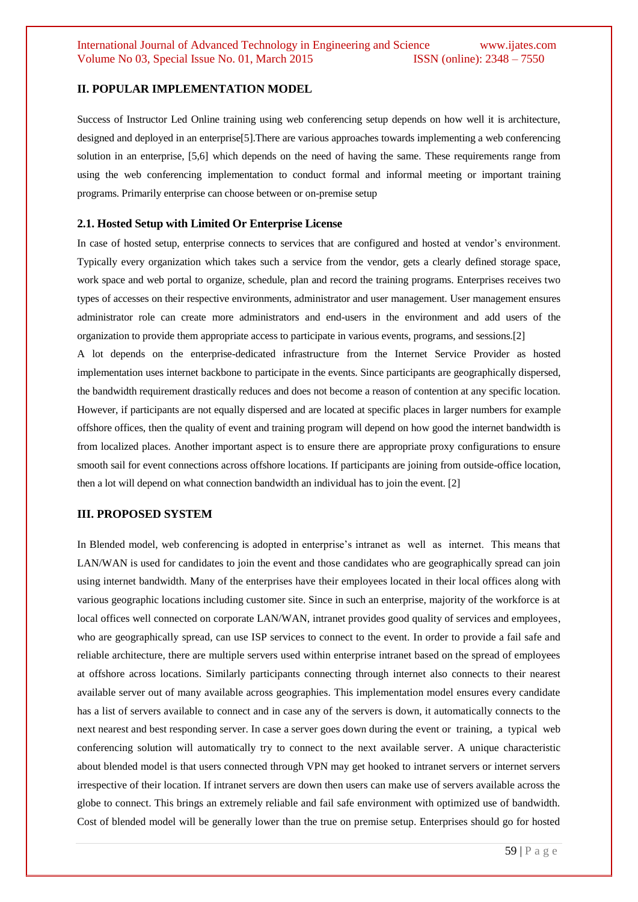## II. POPULAR IMPLEMENTATION MODEL

Success of Instructor Led Online training using web conferencing setup depends on how well it is architecture, designed and deployed in an enterprise[5].There are various approaches towards implementing a web conferencing solution in an enterprise, [5,6] which depends on the need of having the same. These requirements range from using the web conferencing implementation to conduct formal and informal meeting or important training programs. Primarily enterprise can choose between or on-premise setup

### 2.1. Hosted Setup with Limited Or Enterprise License

In case of hosted setup, enterprise connects to services that are configured and hosted at vendor's environment. Typically every organization which takes such a service from the vendor, gets a clearly defined storage space, work space and web portal to organize, schedule, plan and record the training programs. Enterprises receives two types of accesses on their respective environments, administrator and user management. User management ensures administrator role can create more administrators and end-users in the environment and add users of the organization to provide them appropriate access to participate in various events, programs, and sessions.[2]

A lot depends on the enterprise-dedicated infrastructure from the Internet Service Provider as hosted implementation uses internet backbone to participate in the events. Since participants are geographically dispersed, the bandwidth requirement drastically reduces and does not become a reason of contention at any specific location. However, if participants are not equally dispersed and are located at specific places in larger numbers for example offshore offices, then the quality of event and training program will depend on how good the internet bandwidth is from localized places. Another important aspect is to ensure there are appropriate proxy configurations to ensure smooth sail for event connections across offshore locations. If participants are joining from outside-office location, then a lot will depend on what connection bandwidth an individual has to join the event. [2]

## III. PROPOSED SYSTEM

In Blended model, web conferencing is adopted in enterprise's intranet as well as internet. This means that LAN/WAN is used for candidates to join the event and those candidates who are geographically spread can join using internet bandwidth. Many of the enterprises have their employees located in their local offices along with various geographic locations including customer site. Since in such an enterprise, majority of the workforce is at local offices well connected on corporate LAN/WAN, intranet provides good quality of services and employees, who are geographically spread, can use ISP services to connect to the event. In order to provide a fail safe and reliable architecture, there are multiple servers used within enterprise intranet based on the spread of employees at offshore across locations. Similarly participants connecting through internet also connects to their nearest available server out of many available across geographies. This implementation model ensures every candidate has a list of servers available to connect and in case any of the servers is down, it automatically connects to the next nearest and best responding server. In case a server goes down during the event or training, a typical web conferencing solution will automatically try to connect to the next available server. A unique characteristic about blended model is that users connected through VPN may get hooked to intranet servers or internet servers irrespective of their location. If intranet servers are down then users can make use of servers available across the globe to connect. This brings an extremely reliable and fail safe environment with optimized use of bandwidth. Cost of blended model will be generally lower than the true on premise setup. Enterprises should go for hosted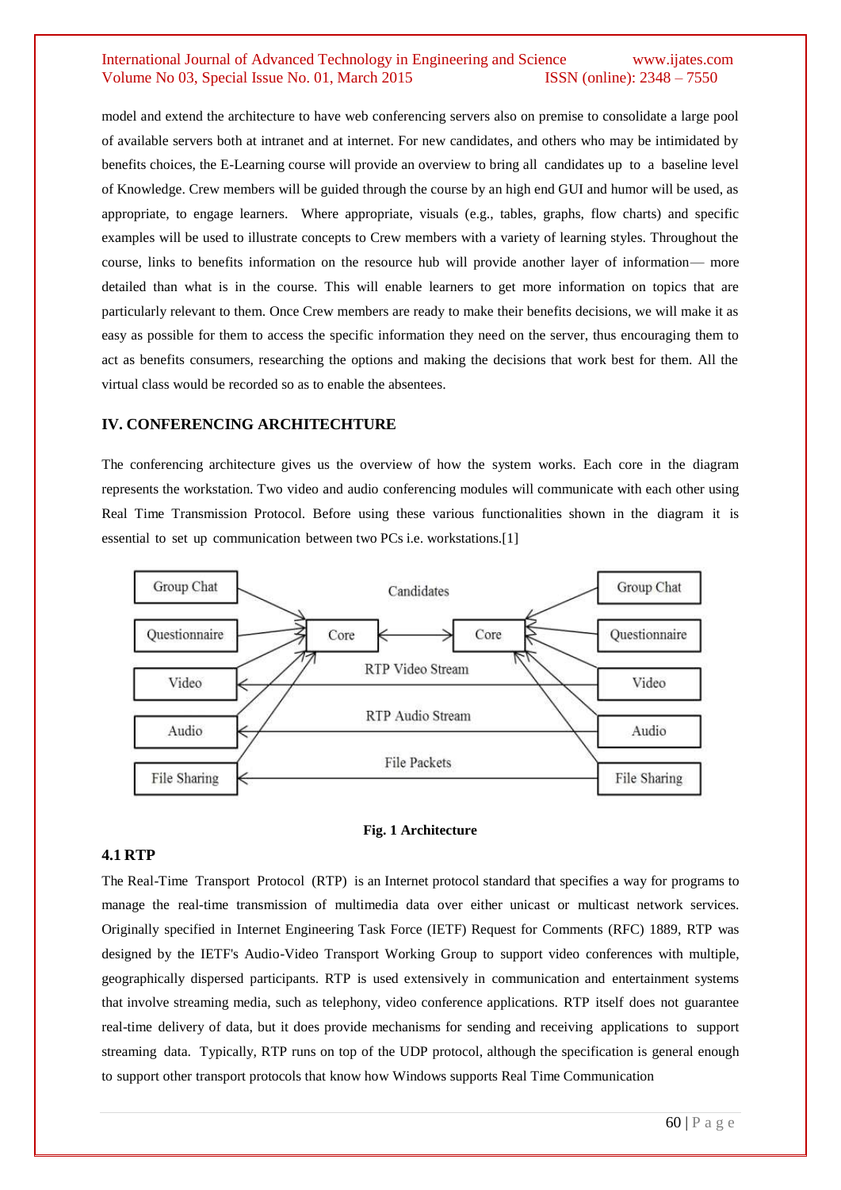model and extend the architecture to have web conferencing servers also on premise to consolidate a large pool of available servers both at intranet and at internet. For new candidates, and others who may be intimidated by benefits choices, the E-Learning course will provide an overview to bring all candidates up to a baseline level of Knowledge. Crew members will be guided through the course by an high end GUI and humor will be used, as appropriate, to engage learners. Where appropriate, visuals (e.g., tables, graphs, flow charts) and specific examples will be used to illustrate concepts to Crew members with a variety of learning styles. Throughout the course, links to benefits information on the resource hub will provide another layer of information— more detailed than what is in the course. This will enable learners to get more information on topics that are particularly relevant to them. Once Crew members are ready to make their benefits decisions, we will make it as easy as possible for them to access the specific information they need on the server, thus encouraging them to act as benefits consumers, researching the options and making the decisions that work best for them. All the virtual class would be recorded so as to enable the absentees.

## IV. CONFERENCING ARCHITECHTURE

The conferencing architecture gives us the overview of how the system works. Each core in the diagram represents the workstation. Two video and audio conferencing modules will communicate with each other using Real Time Transmission Protocol. Before using these various functionalities shown in the diagram it is essential to set up communication between two PCs i.e. workstations.[1]

**Fig. 1 Architecture**

### 4.1 RTP

The Real-Time Transport Protocol (RTP) is an Internet protocol standard that specifies a way for programs to manage the real-time transmission of multimedia data over either unicast or multicast network services. Originally specified in Internet Engineering Task Force (IETF) Request for Comments (RFC) 1889, RTP was designed by the IETF's Audio-Video Transport Working Group to support video conferences with multiple, geographically dispersed participants. RTP is used extensively in communication and entertainment systems that involve streaming media, such as telephony, video conference applications. RTP itself does not guarantee real-time delivery of data, but it does provide mechanisms for sending and receiving applications to support streaming data. Typically, RTP runs on top of the UDP protocol, although the specification is general enough to support other transport protocols that know how Windows supports Real Time Communication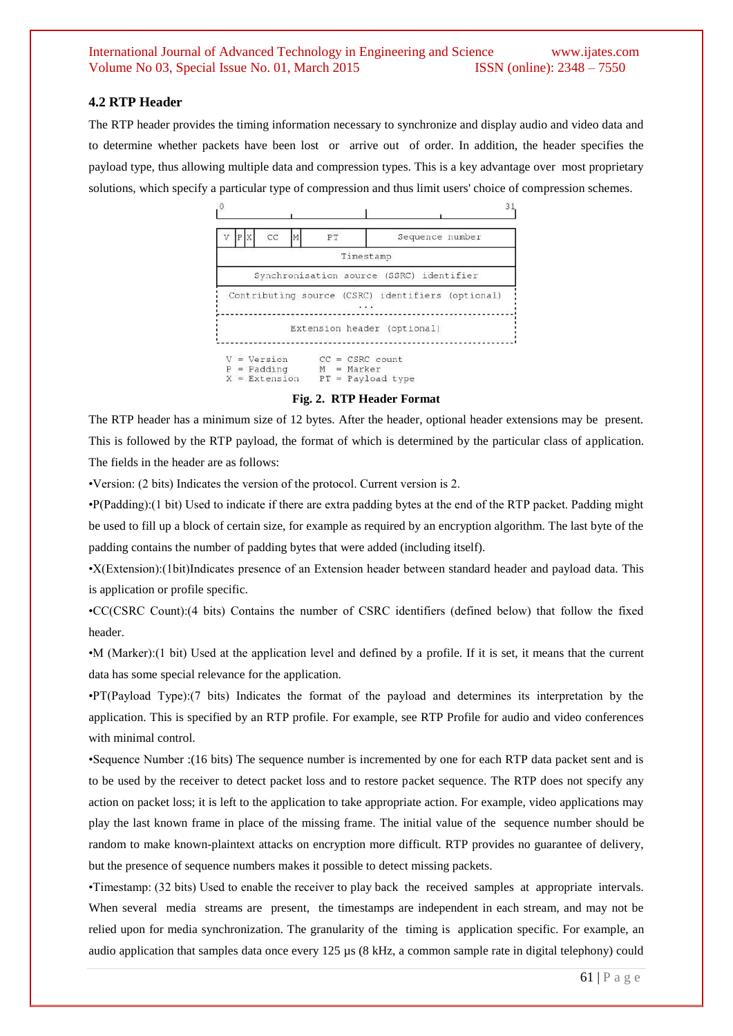### 4.2 RTP Header

The RTP header provides the timing information necessary to synchronize and display audio and video data and to determine whether packets have been lost or arrive out of order. In addition, the header specifies the payload type, thus allowing multiple data and compression types. This is a key advantage over most proprietary solutions, which specify a particular type of compression and thus limit users' choice of compression schemes.

```
0                                                              31
| V | P | X |  CC  | M |     PT     |      Sequence number      |
|                          Timestamp                            |
|           Synchronisation source (SSRC) identifier            |
|     Contributing source (CSRC) identifiers (optional)         |
|                             ...                               |
|                  Extension header (optional)                  |

V = Version        CC = CSRC count
P = Padding        M  = Marker
X = Extension      PT = Payload type
```

**Fig. 2. RTP Header Format**

The RTP header has a minimum size of 12 bytes. After the header, optional header extensions may be present. This is followed by the RTP payload, the format of which is determined by the particular class of application. The fields in the header are as follows:

•Version: (2 bits) Indicates the version of the protocol. Current version is 2.

•P(Padding):(1 bit) Used to indicate if there are extra padding bytes at the end of the RTP packet. Padding might be used to fill up a block of certain size, for example as required by an encryption algorithm. The last byte of the padding contains the number of padding bytes that were added (including itself).

•X(Extension):(1bit)Indicates presence of an Extension header between standard header and payload data. This is application or profile specific.

•CC(CSRC Count):(4 bits) Contains the number of CSRC identifiers (defined below) that follow the fixed header.

•M (Marker):(1 bit) Used at the application level and defined by a profile. If it is set, it means that the current data has some special relevance for the application.

•PT(Payload Type):(7 bits) Indicates the format of the payload and determines its interpretation by the application. This is specified by an RTP profile. For example, see RTP Profile for audio and video conferences with minimal control.

•Sequence Number :(16 bits) The sequence number is incremented by one for each RTP data packet sent and is to be used by the receiver to detect packet loss and to restore packet sequence. The RTP does not specify any action on packet loss; it is left to the application to take appropriate action. For example, video applications may play the last known frame in place of the missing frame. The initial value of the sequence number should be random to make known-plaintext attacks on encryption more difficult. RTP provides no guarantee of delivery, but the presence of sequence numbers makes it possible to detect missing packets.

•Timestamp: (32 bits) Used to enable the receiver to play back the received samples at appropriate intervals. When several media streams are present, the timestamps are independent in each stream, and may not be relied upon for media synchronization. The granularity of the timing is application specific. For example, an audio application that samples data once every 125 µs (8 kHz, a common sample rate in digital telephony) could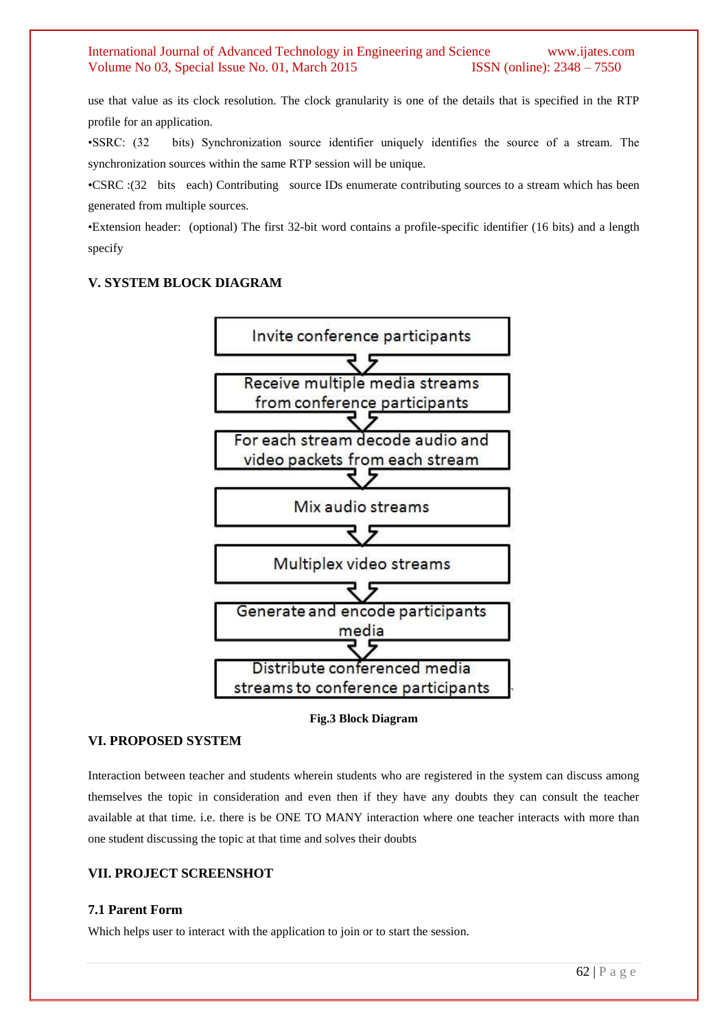use that value as its clock resolution. The clock granularity is one of the details that is specified in the RTP profile for an application.

•SSRC: (32 bits) Synchronization source identifier uniquely identifies the source of a stream. The synchronization sources within the same RTP session will be unique.

•CSRC :(32 bits each) Contributing source IDs enumerate contributing sources to a stream which has been generated from multiple sources.

•Extension header: (optional) The first 32-bit word contains a profile-specific identifier (16 bits) and a length specify

## V. SYSTEM BLOCK DIAGRAM

Invite conference participants

↓

Receive multiple media streams from conference participants

↓

For each stream decode audio and video packets from each stream

↓

Mix audio streams

↓

Multiplex video streams

↓

Generate and encode participants media

↓

Distribute conferenced media streams to conference participants

**Fig.3 Block Diagram**

## VI. PROPOSED SYSTEM

Interaction between teacher and students wherein students who are registered in the system can discuss among themselves the topic in consideration and even then if they have any doubts they can consult the teacher available at that time. i.e. there is be ONE TO MANY interaction where one teacher interacts with more than one student discussing the topic at that time and solves their doubts

## VII. PROJECT SCREENSHOT

### 7.1 Parent Form

Which helps user to interact with the application to join or to start the session.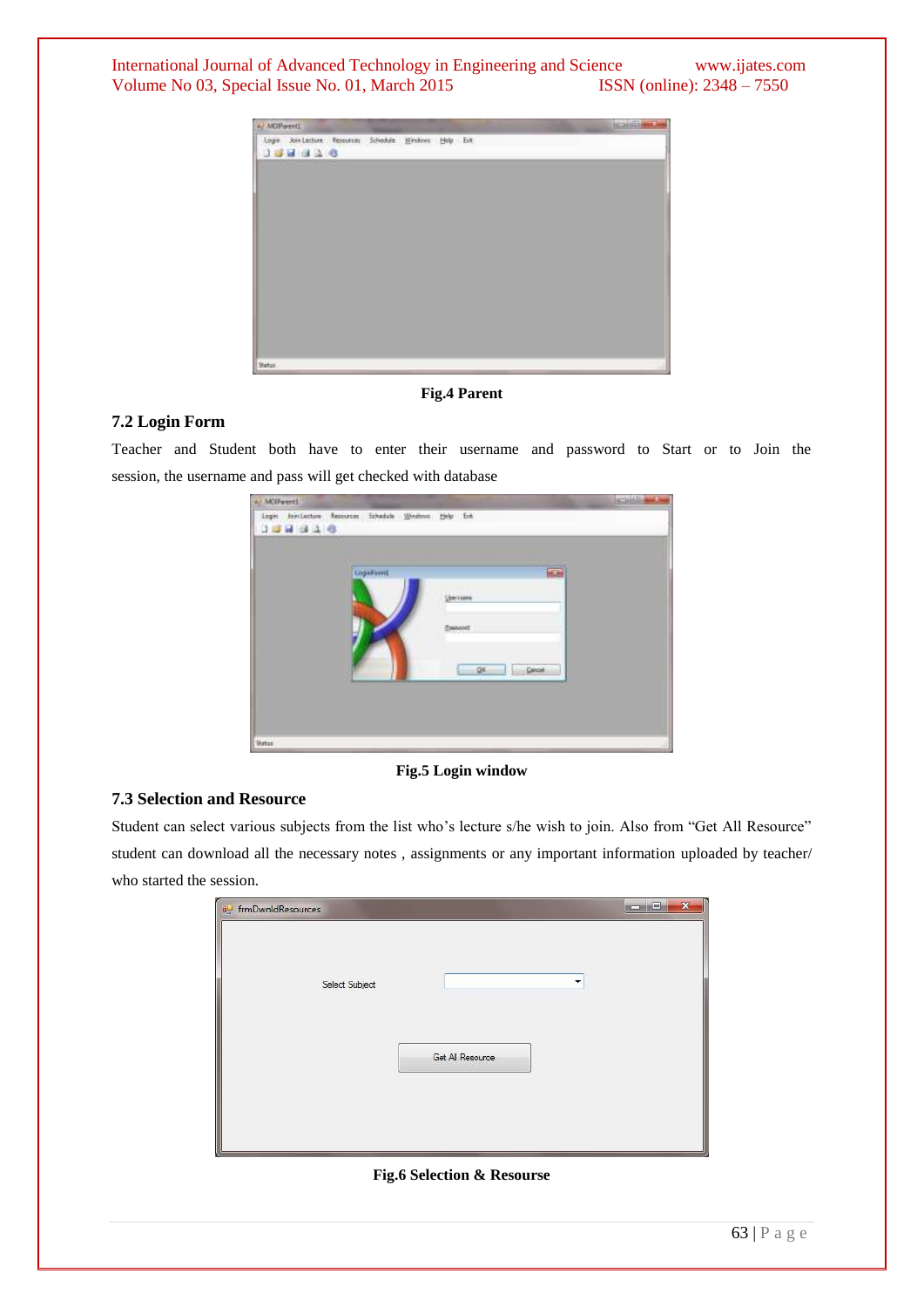Fig.4 Parent

### 7.2 Login Form

Teacher and Student both have to enter their username and password to Start or to Join the session, the username and pass will get checked with database

Fig.5 Login window

### 7.3 Selection and Resource

Student can select various subjects from the list who's lecture s/he wish to join. Also from "Get All Resource" student can download all the necessary notes , assignments or any important information uploaded by teacher/ who started the session.

Fig.6 Selection & Resourse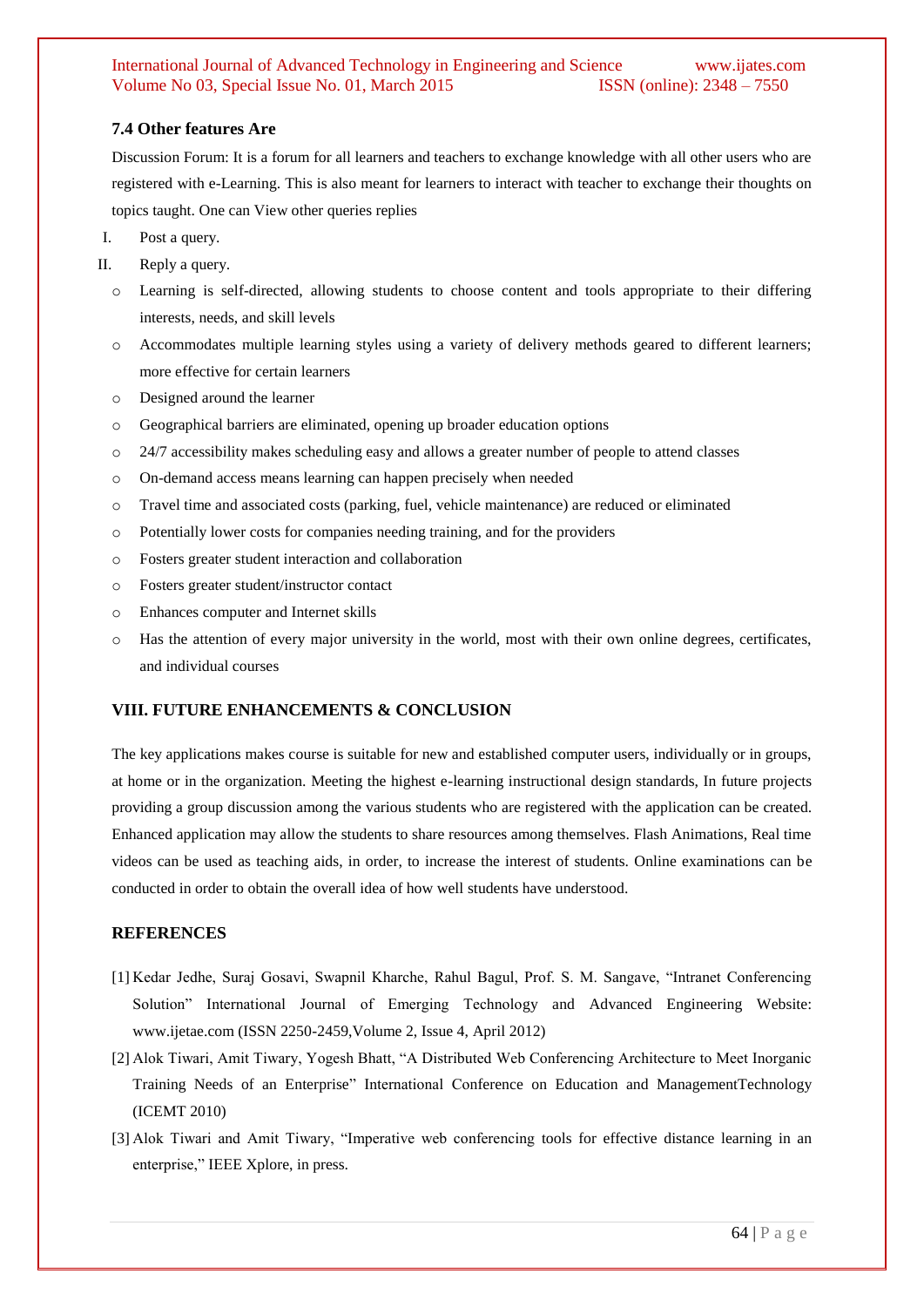### 7.4 Other features Are

Discussion Forum: It is a forum for all learners and teachers to exchange knowledge with all other users who are registered with e-Learning. This is also meant for learners to interact with teacher to exchange their thoughts on topics taught. One can View other queries replies

I. Post a query.

II. Reply a query.

- Learning is self-directed, allowing students to choose content and tools appropriate to their differing interests, needs, and skill levels
- Accommodates multiple learning styles using a variety of delivery methods geared to different learners; more effective for certain learners
- Designed around the learner
- Geographical barriers are eliminated, opening up broader education options
- 24/7 accessibility makes scheduling easy and allows a greater number of people to attend classes
- On-demand access means learning can happen precisely when needed
- Travel time and associated costs (parking, fuel, vehicle maintenance) are reduced or eliminated
- Potentially lower costs for companies needing training, and for the providers
- Fosters greater student interaction and collaboration
- Fosters greater student/instructor contact
- Enhances computer and Internet skills
- Has the attention of every major university in the world, most with their own online degrees, certificates, and individual courses

## VIII. FUTURE ENHANCEMENTS & CONCLUSION

The key applications makes course is suitable for new and established computer users, individually or in groups, at home or in the organization. Meeting the highest e-learning instructional design standards, In future projects providing a group discussion among the various students who are registered with the application can be created. Enhanced application may allow the students to share resources among themselves. Flash Animations, Real time videos can be used as teaching aids, in order, to increase the interest of students. Online examinations can be conducted in order to obtain the overall idea of how well students have understood.

## REFERENCES

[1] Kedar Jedhe, Suraj Gosavi, Swapnil Kharche, Rahul Bagul, Prof. S. M. Sangave, "Intranet Conferencing Solution" International Journal of Emerging Technology and Advanced Engineering Website: www.ijetae.com (ISSN 2250-2459,Volume 2, Issue 4, April 2012)

[2] Alok Tiwari, Amit Tiwary, Yogesh Bhatt, "A Distributed Web Conferencing Architecture to Meet Inorganic Training Needs of an Enterprise" International Conference on Education and ManagementTechnology (ICEMT 2010)

[3] Alok Tiwari and Amit Tiwary, "Imperative web conferencing tools for effective distance learning in an enterprise," IEEE Xplore, in press.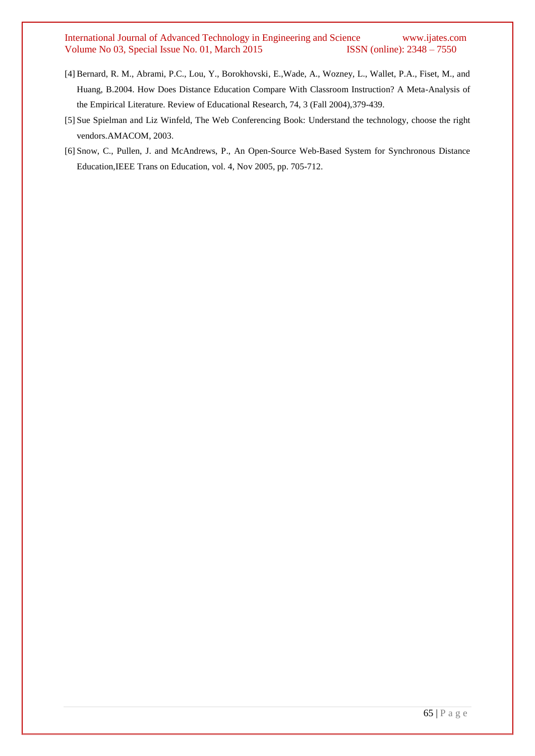[4] Bernard, R. M., Abrami, P.C., Lou, Y., Borokhovski, E.,Wade, A., Wozney, L., Wallet, P.A., Fiset, M., and Huang, B.2004. How Does Distance Education Compare With Classroom Instruction? A Meta-Analysis of the Empirical Literature. Review of Educational Research, 74, 3 (Fall 2004),379-439.

[5] Sue Spielman and Liz Winfeld, The Web Conferencing Book: Understand the technology, choose the right vendors.AMACOM, 2003.

[6] Snow, C., Pullen, J. and McAndrews, P., An Open-Source Web-Based System for Synchronous Distance Education,IEEE Trans on Education, vol. 4, Nov 2005, pp. 705-712.